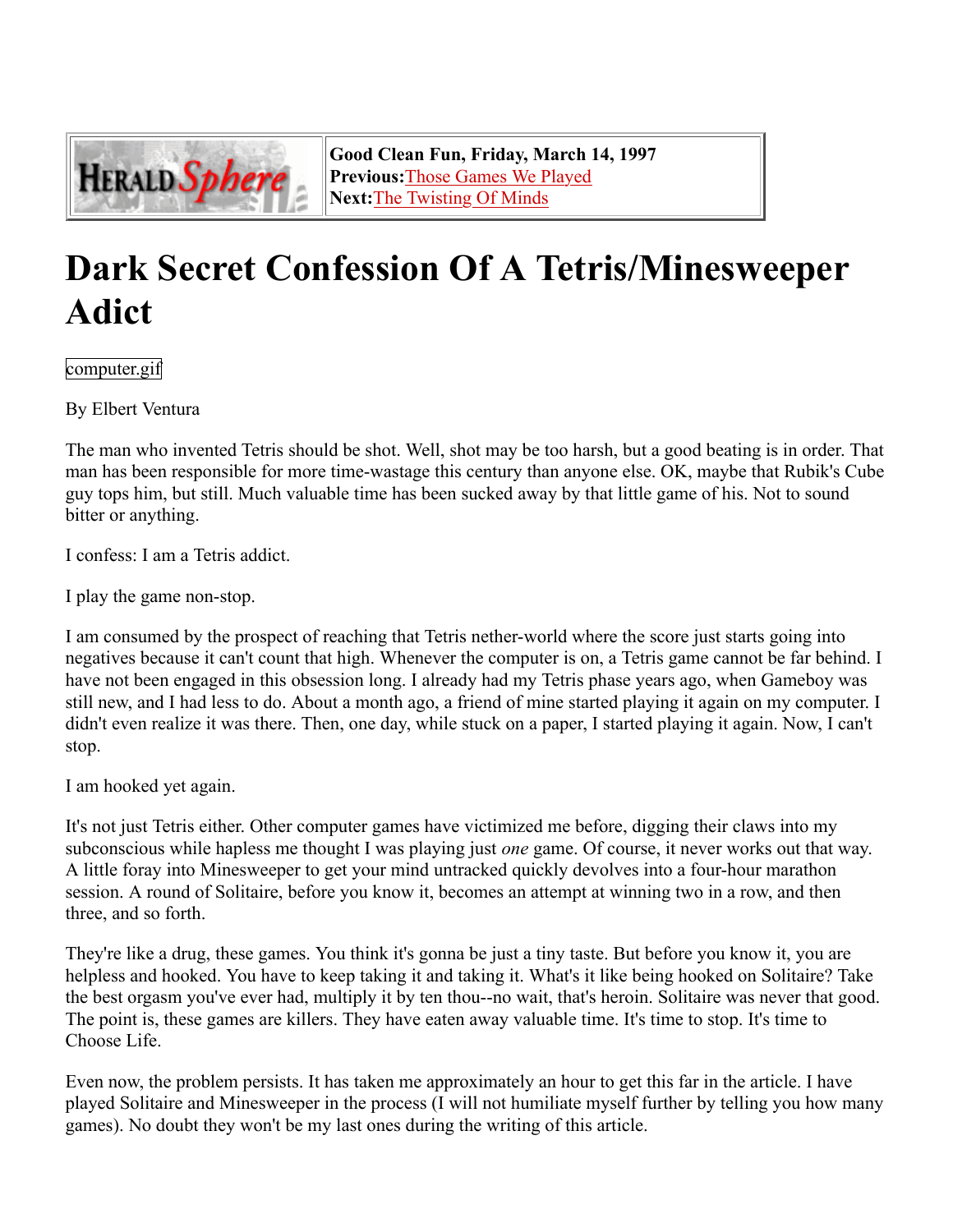| | |
|---|---|
| HERALD Sphere | **Good Clean Fun, Friday, March 14, 1997**<br>**Previous:**[Those Games We Played]<br>**Next:**[The Twisting Of Minds] |

# Dark Secret Confession Of A Tetris/Minesweeper Adict

computer.gif

By Elbert Ventura

The man who invented Tetris should be shot. Well, shot may be too harsh, but a good beating is in order. That man has been responsible for more time-wastage this century than anyone else. OK, maybe that Rubik's Cube guy tops him, but still. Much valuable time has been sucked away by that little game of his. Not to sound bitter or anything.

I confess: I am a Tetris addict.

I play the game non-stop.

I am consumed by the prospect of reaching that Tetris nether-world where the score just starts going into negatives because it can't count that high. Whenever the computer is on, a Tetris game cannot be far behind. I have not been engaged in this obsession long. I already had my Tetris phase years ago, when Gameboy was still new, and I had less to do. About a month ago, a friend of mine started playing it again on my computer. I didn't even realize it was there. Then, one day, while stuck on a paper, I started playing it again. Now, I can't stop.

I am hooked yet again.

It's not just Tetris either. Other computer games have victimized me before, digging their claws into my subconscious while hapless me thought I was playing just *one* game. Of course, it never works out that way. A little foray into Minesweeper to get your mind untracked quickly devolves into a four-hour marathon session. A round of Solitaire, before you know it, becomes an attempt at winning two in a row, and then three, and so forth.

They're like a drug, these games. You think it's gonna be just a tiny taste. But before you know it, you are helpless and hooked. You have to keep taking it and taking it. What's it like being hooked on Solitaire? Take the best orgasm you've ever had, multiply it by ten thou--no wait, that's heroin. Solitaire was never that good. The point is, these games are killers. They have eaten away valuable time. It's time to stop. It's time to Choose Life.

Even now, the problem persists. It has taken me approximately an hour to get this far in the article. I have played Solitaire and Minesweeper in the process (I will not humiliate myself further by telling you how many games). No doubt they won't be my last ones during the writing of this article.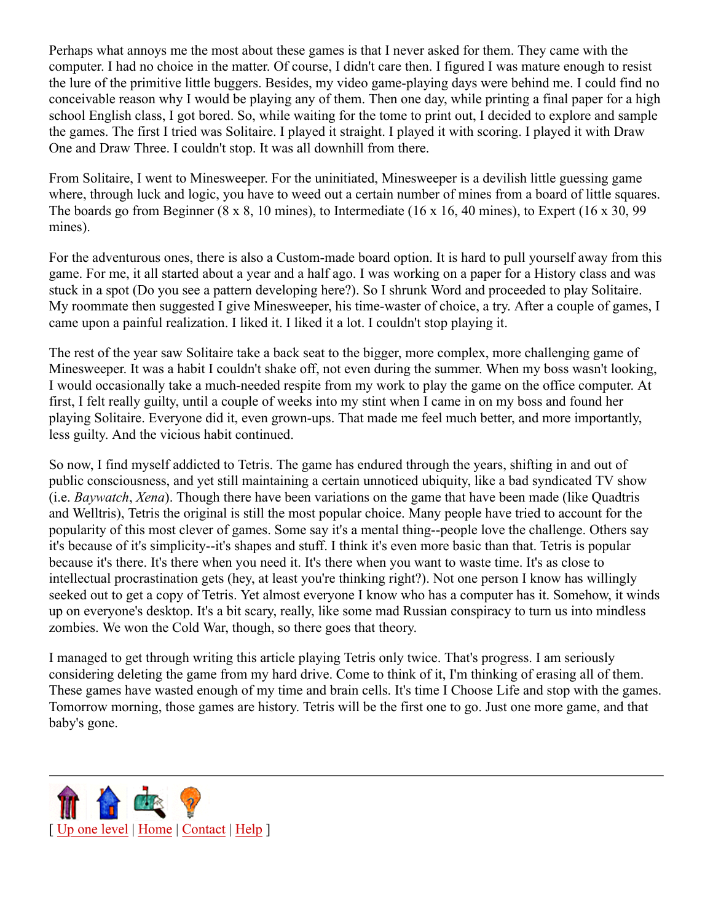Perhaps what annoys me the most about these games is that I never asked for them. They came with the computer. I had no choice in the matter. Of course, I didn't care then. I figured I was mature enough to resist the lure of the primitive little buggers. Besides, my video game-playing days were behind me. I could find no conceivable reason why I would be playing any of them. Then one day, while printing a final paper for a high school English class, I got bored. So, while waiting for the tome to print out, I decided to explore and sample the games. The first I tried was Solitaire. I played it straight. I played it with scoring. I played it with Draw One and Draw Three. I couldn't stop. It was all downhill from there.

From Solitaire, I went to Minesweeper. For the uninitiated, Minesweeper is a devilish little guessing game where, through luck and logic, you have to weed out a certain number of mines from a board of little squares. The boards go from Beginner (8 x 8, 10 mines), to Intermediate (16 x 16, 40 mines), to Expert (16 x 30, 99 mines).

For the adventurous ones, there is also a Custom-made board option. It is hard to pull yourself away from this game. For me, it all started about a year and a half ago. I was working on a paper for a History class and was stuck in a spot (Do you see a pattern developing here?). So I shrunk Word and proceeded to play Solitaire. My roommate then suggested I give Minesweeper, his time-waster of choice, a try. After a couple of games, I came upon a painful realization. I liked it. I liked it a lot. I couldn't stop playing it.

The rest of the year saw Solitaire take a back seat to the bigger, more complex, more challenging game of Minesweeper. It was a habit I couldn't shake off, not even during the summer. When my boss wasn't looking, I would occasionally take a much-needed respite from my work to play the game on the office computer. At first, I felt really guilty, until a couple of weeks into my stint when I came in on my boss and found her playing Solitaire. Everyone did it, even grown-ups. That made me feel much better, and more importantly, less guilty. And the vicious habit continued.

So now, I find myself addicted to Tetris. The game has endured through the years, shifting in and out of public consciousness, and yet still maintaining a certain unnoticed ubiquity, like a bad syndicated TV show (i.e. *Baywatch*, *Xena*). Though there have been variations on the game that have been made (like Quadtris and Welltris), Tetris the original is still the most popular choice. Many people have tried to account for the popularity of this most clever of games. Some say it's a mental thing--people love the challenge. Others say it's because of it's simplicity--it's shapes and stuff. I think it's even more basic than that. Tetris is popular because it's there. It's there when you need it. It's there when you want to waste time. It's as close to intellectual procrastination gets (hey, at least you're thinking right?). Not one person I know has willingly seeked out to get a copy of Tetris. Yet almost everyone I know who has a computer has it. Somehow, it winds up on everyone's desktop. It's a bit scary, really, like some mad Russian conspiracy to turn us into mindless zombies. We won the Cold War, though, so there goes that theory.

I managed to get through writing this article playing Tetris only twice. That's progress. I am seriously considering deleting the game from my hard drive. Come to think of it, I'm thinking of erasing all of them. These games have wasted enough of my time and brain cells. It's time I Choose Life and stop with the games. Tomorrow morning, those games are history. Tetris will be the first one to go. Just one more game, and that baby's gone.

---

[ Up one level | Home | Contact | Help ]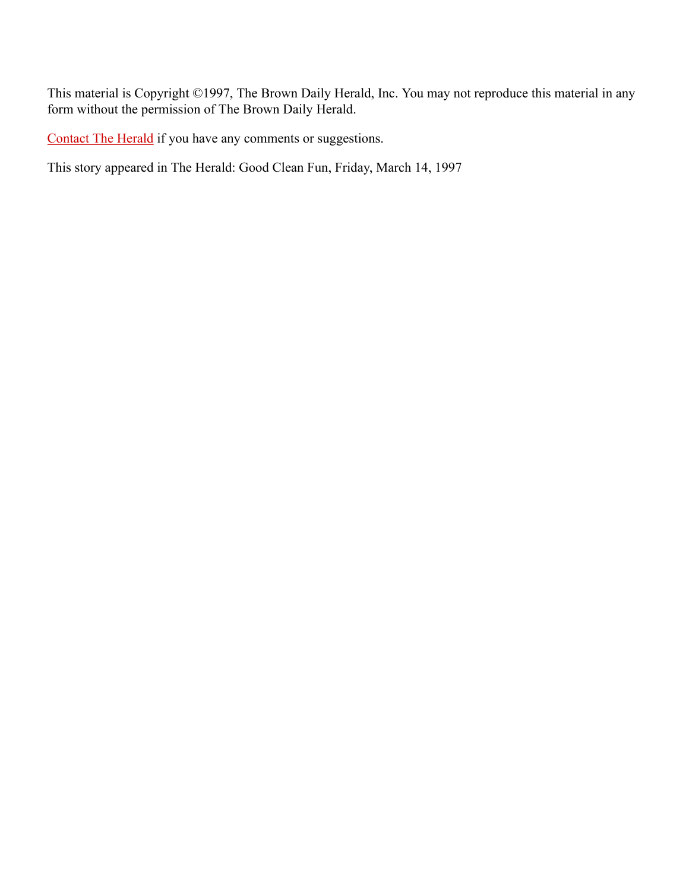This material is Copyright ©1997, The Brown Daily Herald, Inc. You may not reproduce this material in any form without the permission of The Brown Daily Herald.

Contact The Herald if you have any comments or suggestions.

This story appeared in The Herald: Good Clean Fun, Friday, March 14, 1997